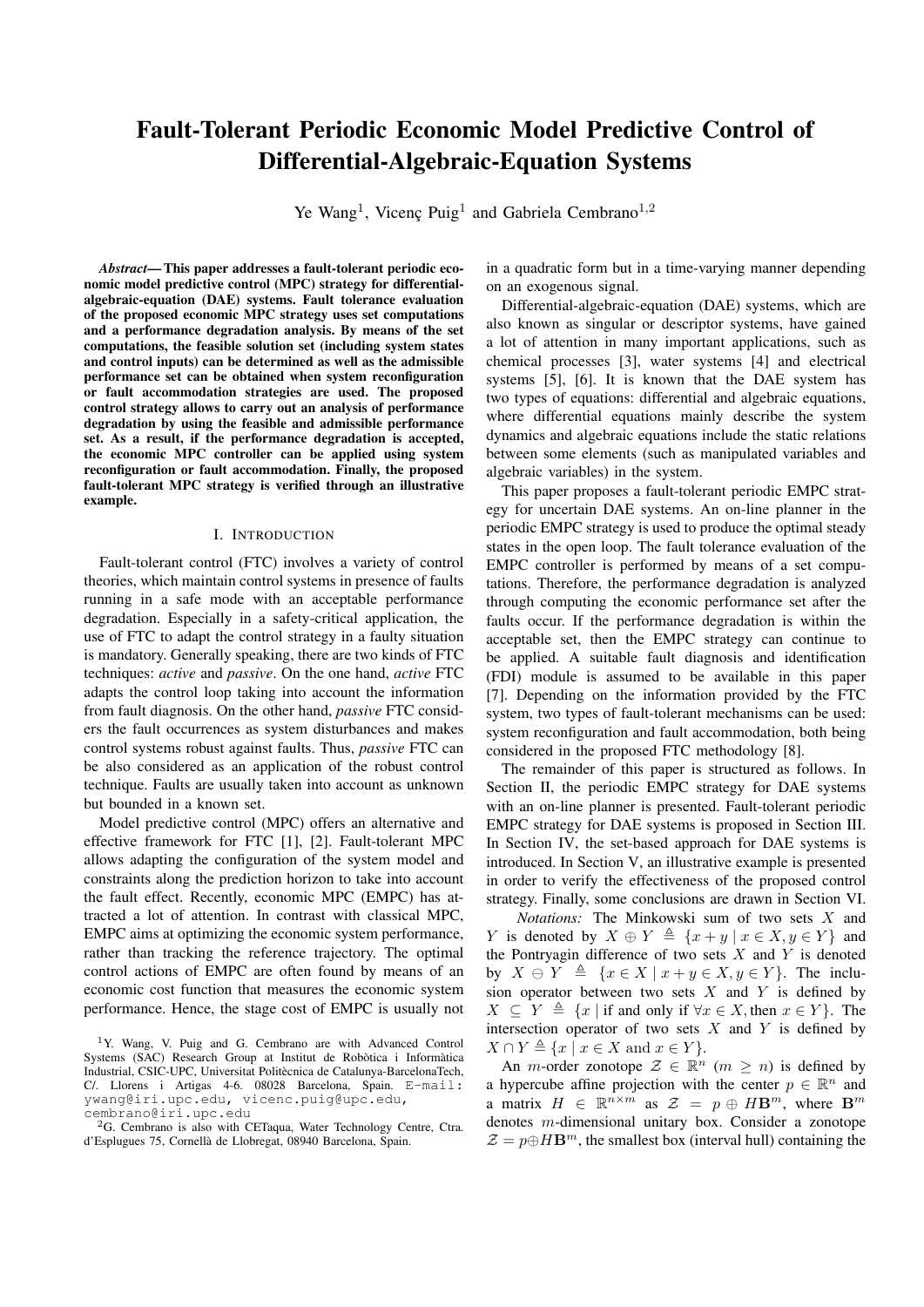# Fault-Tolerant Periodic Economic Model Predictive Control of Differential-Algebraic-Equation Systems

Ye Wang[1], Vicenç Puig[1] and Gabriela Cembrano[1,2]

***Abstract*— This paper addresses a fault-tolerant periodic economic model predictive control (MPC) strategy for differential-algebraic-equation (DAE) systems. Fault tolerance evaluation of the proposed economic MPC strategy uses set computations and a performance degradation analysis. By means of the set computations, the feasible solution set (including system states and control inputs) can be determined as well as the admissible performance set can be obtained when system reconfiguration or fault accommodation strategies are used. The proposed control strategy allows to carry out an analysis of performance degradation by using the feasible and admissible performance set. As a result, if the performance degradation is accepted, the economic MPC controller can be applied using system reconfiguration or fault accommodation. Finally, the proposed fault-tolerant MPC strategy is verified through an illustrative example.**

## I. INTRODUCTION

Fault-tolerant control (FTC) involves a variety of control theories, which maintain control systems in presence of faults running in a safe mode with an acceptable performance degradation. Especially in a safety-critical application, the use of FTC to adapt the control strategy in a faulty situation is mandatory. Generally speaking, there are two kinds of FTC techniques: *active* and *passive*. On the one hand, *active* FTC adapts the control loop taking into account the information from fault diagnosis. On the other hand, *passive* FTC considers the fault occurrences as system disturbances and makes control systems robust against faults. Thus, *passive* FTC can be also considered as an application of the robust control technique. Faults are usually taken into account as unknown but bounded in a known set.

Model predictive control (MPC) offers an alternative and effective framework for FTC [1], [2]. Fault-tolerant MPC allows adapting the configuration of the system model and constraints along the prediction horizon to take into account the fault effect. Recently, economic MPC (EMPC) has attracted a lot of attention. In contrast with classical MPC, EMPC aims at optimizing the economic system performance, rather than tracking the reference trajectory. The optimal control actions of EMPC are often found by means of an economic cost function that measures the economic system performance. Hence, the stage cost of EMPC is usually not in a quadratic form but in a time-varying manner depending on an exogenous signal.

Differential-algebraic-equation (DAE) systems, which are also known as singular or descriptor systems, have gained a lot of attention in many important applications, such as chemical processes [3], water systems [4] and electrical systems [5], [6]. It is known that the DAE system has two types of equations: differential and algebraic equations, where differential equations mainly describe the system dynamics and algebraic equations include the static relations between some elements (such as manipulated variables and algebraic variables) in the system.

This paper proposes a fault-tolerant periodic EMPC strategy for uncertain DAE systems. An on-line planner in the periodic EMPC strategy is used to produce the optimal steady states in the open loop. The fault tolerance evaluation of the EMPC controller is performed by means of a set computations. Therefore, the performance degradation is analyzed through computing the economic performance set after the faults occur. If the performance degradation is within the acceptable set, then the EMPC strategy can continue to be applied. A suitable fault diagnosis and identification (FDI) module is assumed to be available in this paper [7]. Depending on the information provided by the FTC system, two types of fault-tolerant mechanisms can be used: system reconfiguration and fault accommodation, both being considered in the proposed FTC methodology [8].

The remainder of this paper is structured as follows. In Section II, the periodic EMPC strategy for DAE systems with an on-line planner is presented. Fault-tolerant periodic EMPC strategy for DAE systems is proposed in Section III. In Section IV, the set-based approach for DAE systems is introduced. In Section V, an illustrative example is presented in order to verify the effectiveness of the proposed control strategy. Finally, some conclusions are drawn in Section VI.

*Notations:* The Minkowski sum of two sets $X$ and $Y$ is denoted by $X \oplus Y \triangleq \{x + y \mid x \in X, y \in Y\}$ and the Pontryagin difference of two sets $X$ and $Y$ is denoted by $X \ominus Y \triangleq \{x \in X \mid x + y \in X, y \in Y\}$. The inclusion operator between two sets $X$ and $Y$ is defined by $X \subseteq Y \triangleq \{x \mid \text{if and only if } \forall x \in X, \text{then } x \in Y\}$. The intersection operator of two sets $X$ and $Y$ is defined by $X \cap Y \triangleq \{x \mid x \in X \text{ and } x \in Y\}$.

An $m$-order zonotope $\mathcal{Z} \in \mathbb{R}^n$ ($m \geq n$) is defined by a hypercube affine projection with the center $p \in \mathbb{R}^n$ and a matrix $H \in \mathbb{R}^{n \times m}$ as $\mathcal{Z} = p \oplus H\mathbf{B}^m$, where $\mathbf{B}^m$ denotes $m$-dimensional unitary box. Consider a zonotope $\mathcal{Z} = p \oplus H\mathbf{B}^m$, the smallest box (interval hull) containing the

[1]Y. Wang, V. Puig and G. Cembrano are with Advanced Control Systems (SAC) Research Group at Institut de Robòtica i Informàtica Industrial, CSIC-UPC, Universitat Politècnica de Catalunya-BarcelonaTech, C/. Llorens i Artigas 4-6. 08028 Barcelona, Spain. E-mail: ywang@iri.upc.edu, vicenc.puig@upc.edu, cembrano@iri.upc.edu

[2]G. Cembrano is also with CETaqua, Water Technology Centre, Ctra. d'Esplugues 75, Cornellà de Llobregat, 08940 Barcelona, Spain.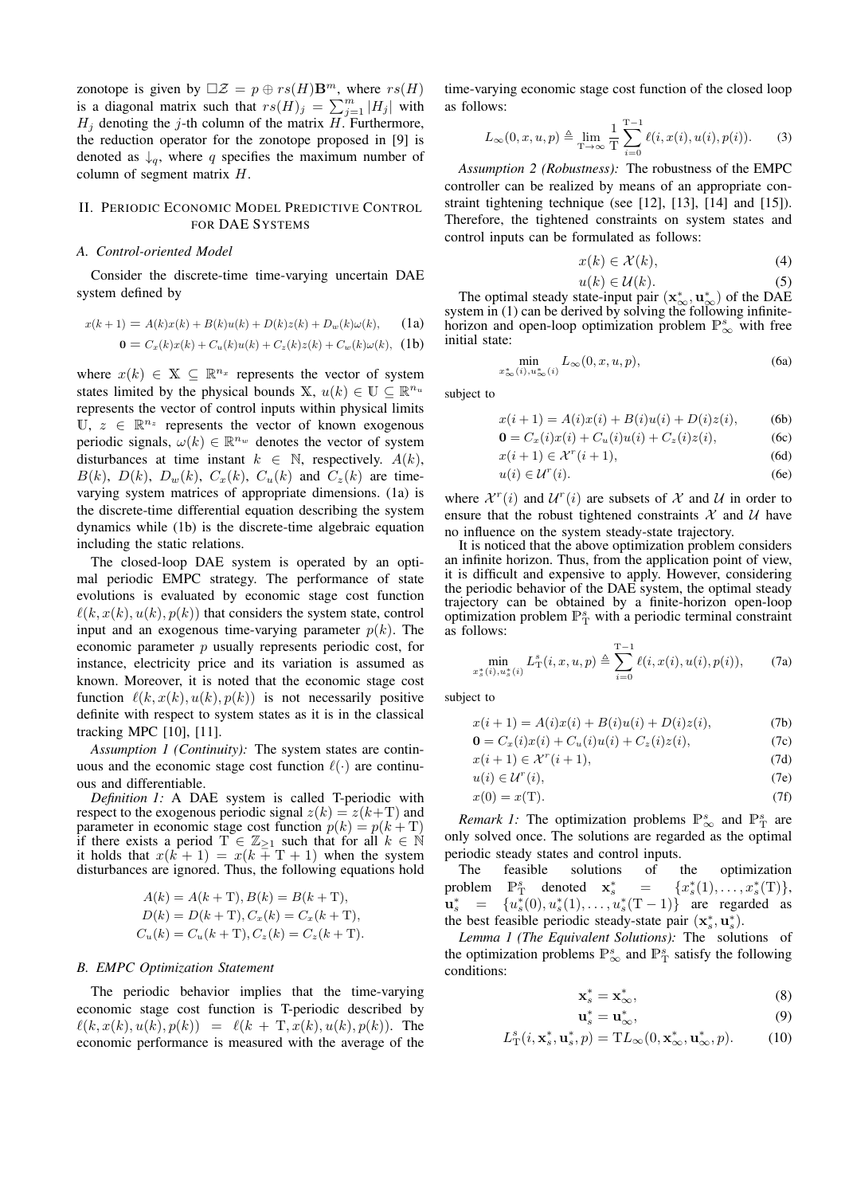zonotope is given by $\square\mathcal{Z} = p \oplus rs(H)\mathbf{B}^m$, where $rs(H)$ is a diagonal matrix such that $rs(H)_j = \sum_{j=1}^{m} |H_j|$ with $H_j$ denoting the $j$-th column of the matrix $H$. Furthermore, the reduction operator for the zonotope proposed in [9] is denoted as $\downarrow_q$, where $q$ specifies the maximum number of column of segment matrix $H$.

## II. Periodic Economic Model Predictive Control for DAE Systems

### A. Control-oriented Model

Consider the discrete-time time-varying uncertain DAE system defined by

$$x(k+1) = A(k)x(k) + B(k)u(k) + D(k)z(k) + D_w(k)\omega(k), \tag{1a}$$

$$\mathbf{0} = C_x(k)x(k) + C_u(k)u(k) + C_z(k)z(k) + C_w(k)\omega(k), \tag{1b}$$

where $x(k) \in \mathbb{X} \subseteq \mathbb{R}^{n_x}$ represents the vector of system states limited by the physical bounds $\mathbb{X}$, $u(k) \in \mathbb{U} \subseteq \mathbb{R}^{n_u}$ represents the vector of control inputs within physical limits $\mathbb{U}$, $z \in \mathbb{R}^{n_z}$ represents the vector of known exogenous periodic signals, $\omega(k) \in \mathbb{R}^{n_w}$ denotes the vector of system disturbances at time instant $k \in \mathbb{N}$, respectively. $A(k)$, $B(k)$, $D(k)$, $D_w(k)$, $C_x(k)$, $C_u(k)$ and $C_z(k)$ are time-varying system matrices of appropriate dimensions. (1a) is the discrete-time differential equation describing the system dynamics while (1b) is the discrete-time algebraic equation including the static relations.

The closed-loop DAE system is operated by an optimal periodic EMPC strategy. The performance of state evolutions is evaluated by economic stage cost function $\ell(k, x(k), u(k), p(k))$ that considers the system state, control input and an exogenous time-varying parameter $p(k)$. The economic parameter $p$ usually represents periodic cost, for instance, electricity price and its variation is assumed as known. Moreover, it is noted that the economic stage cost function $\ell(k, x(k), u(k), p(k))$ is not necessarily positive definite with respect to system states as it is in the classical tracking MPC [10], [11].

*Assumption 1 (Continuity):* The system states are continuous and the economic stage cost function $\ell(\cdot)$ are continuous and differentiable.

*Definition 1:* A DAE system is called T-periodic with respect to the exogenous periodic signal $z(k) = z(k+\mathrm{T})$ and parameter in economic stage cost function $p(k) = p(k+\mathrm{T})$ if there exists a period $\mathrm{T} \in \mathbb{Z}_{\geq 1}$ such that for all $k \in \mathbb{N}$ it holds that $x(k+1) = x(k+\mathrm{T}+1)$ when the system disturbances are ignored. Thus, the following equations hold

$$A(k) = A(k+\mathrm{T}), B(k) = B(k+\mathrm{T}),$$
$$D(k) = D(k+\mathrm{T}), C_x(k) = C_x(k+\mathrm{T}),$$
$$C_u(k) = C_u(k+\mathrm{T}), C_z(k) = C_z(k+\mathrm{T}).$$

### B. EMPC Optimization Statement

The periodic behavior implies that the time-varying economic stage cost function is T-periodic described by $\ell(k, x(k), u(k), p(k)) = \ell(k+\mathrm{T}, x(k), u(k), p(k))$. The economic performance is measured with the average of the time-varying economic stage cost function of the closed loop as follows:

$$L_\infty(0, x, u, p) \triangleq \lim_{\mathrm{T}\to\infty} \frac{1}{\mathrm{T}} \sum_{i=0}^{\mathrm{T}-1} \ell(i, x(i), u(i), p(i)). \tag{3}$$

*Assumption 2 (Robustness):* The robustness of the EMPC controller can be realized by means of an appropriate constraint tightening technique (see [12], [13], [14] and [15]). Therefore, the tightened constraints on system states and control inputs can be formulated as follows:

$$x(k) \in \mathcal{X}(k), \tag{4}$$

$$u(k) \in \mathcal{U}(k). \tag{5}$$

The optimal steady state-input pair $(\mathbf{x}_\infty^*, \mathbf{u}_\infty^*)$ of the DAE system in (1) can be derived by solving the following infinite-horizon and open-loop optimization problem $\mathbb{P}_\infty^s$ with free initial state:

$$\min_{x_\infty^*(i), u_\infty^*(i)} L_\infty(0, x, u, p), \tag{6a}$$

subject to

$$x(i+1) = A(i)x(i) + B(i)u(i) + D(i)z(i), \tag{6b}$$

$$\mathbf{0} = C_x(i)x(i) + C_u(i)u(i) + C_z(i)z(i), \tag{6c}$$

$$x(i+1) \in \mathcal{X}^r(i+1), \tag{6d}$$

$$u(i) \in \mathcal{U}^r(i). \tag{6e}$$

where $\mathcal{X}^r(i)$ and $\mathcal{U}^r(i)$ are subsets of $\mathcal{X}$ and $\mathcal{U}$ in order to ensure that the robust tightened constraints $\mathcal{X}$ and $\mathcal{U}$ have no influence on the system steady-state trajectory.

It is noticed that the above optimization problem considers an infinite horizon. Thus, from the application point of view, it is difficult and expensive to apply. However, considering the periodic behavior of the DAE system, the optimal steady trajectory can be obtained by a finite-horizon open-loop optimization problem $\mathbb{P}_\mathrm{T}^s$ with a periodic terminal constraint as follows:

$$\min_{x_s^*(i), u_s^*(i)} L_\mathrm{T}^s(i, x, u, p) \triangleq \sum_{i=0}^{\mathrm{T}-1} \ell(i, x(i), u(i), p(i)), \tag{7a}$$

subject to

$$x(i+1) = A(i)x(i) + B(i)u(i) + D(i)z(i), \tag{7b}$$

$$\mathbf{0} = C_x(i)x(i) + C_u(i)u(i) + C_z(i)z(i), \tag{7c}$$

$$x(i+1) \in \mathcal{X}^r(i+1), \tag{7d}$$

$$u(i) \in \mathcal{U}^r(i), \tag{7e}$$

$$x(0) = x(\mathrm{T}). \tag{7f}$$

*Remark 1:* The optimization problems $\mathbb{P}_\infty^s$ and $\mathbb{P}_\mathrm{T}^s$ are only solved once. The solutions are regarded as the optimal periodic steady states and control inputs.

The feasible solutions of the optimization problem $\mathbb{P}_\mathrm{T}^s$ denoted $\mathbf{x}_s^* = \{x_s^*(1), \ldots, x_s^*(\mathrm{T})\}$, $\mathbf{u}_s^* = \{u_s^*(0), u_s^*(1), \ldots, u_s^*(\mathrm{T}-1)\}$ are regarded as the best feasible periodic steady-state pair $(\mathbf{x}_s^*, \mathbf{u}_s^*)$.

*Lemma 1 (The Equivalent Solutions):* The solutions of the optimization problems $\mathbb{P}_\infty^s$ and $\mathbb{P}_\mathrm{T}^s$ satisfy the following conditions:

$$\mathbf{x}_s^* = \mathbf{x}_\infty^*, \tag{8}$$

$$\mathbf{u}_s^* = \mathbf{u}_\infty^*, \tag{9}$$

$$L_\mathrm{T}^s(i, \mathbf{x}_s^*, \mathbf{u}_s^*, p) = \mathrm{T}L_\infty(0, \mathbf{x}_\infty^*, \mathbf{u}_\infty^*, p). \tag{10}$$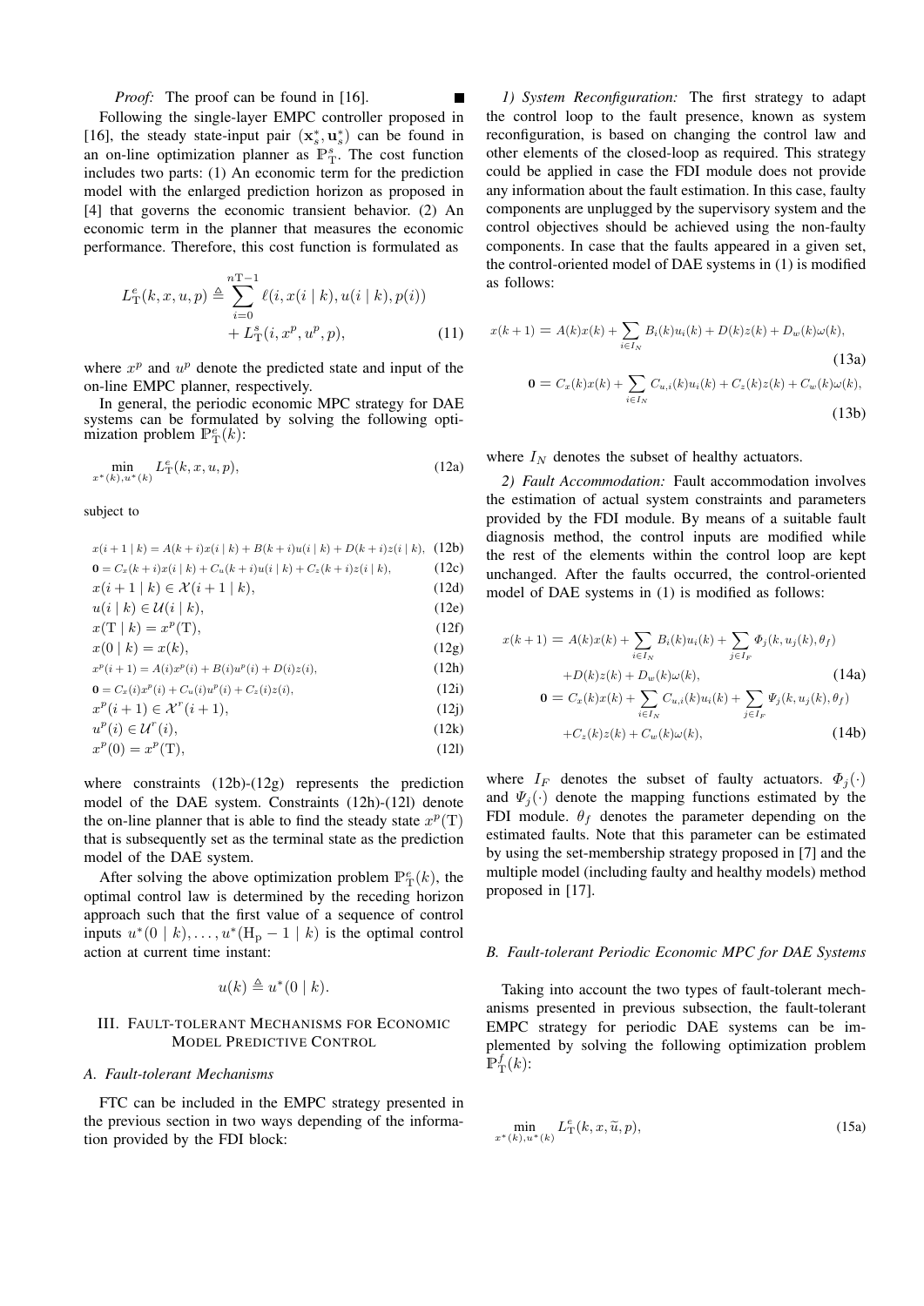*Proof:* The proof can be found in [16]. ∎

Following the single-layer EMPC controller proposed in [16], the steady state-input pair $(\mathbf{x}_s^*, \mathbf{u}_s^*)$ can be found in an on-line optimization planner as $\mathbb{P}_{\mathrm{T}}^s$. The cost function includes two parts: (1) An economic term for the prediction model with the enlarged prediction horizon as proposed in [4] that governs the economic transient behavior. (2) An economic term in the planner that measures the economic performance. Therefore, this cost function is formulated as

$$
\begin{aligned}
L_{\mathrm{T}}^e(k,x,u,p) \triangleq \sum_{i=0}^{n\mathrm{T}-1} \ell(i, x(i \mid k), u(i \mid k), p(i)) \\
+ L_{\mathrm{T}}^s(i, x^p, u^p, p),
\end{aligned}
\tag{11}
$$

where $x^p$ and $u^p$ denote the predicted state and input of the on-line EMPC planner, respectively.

In general, the periodic economic MPC strategy for DAE systems can be formulated by solving the following optimization problem $\mathbb{P}_{\mathrm{T}}^e(k)$:

$$
\min_{x^*(k), u^*(k)} L_{\mathrm{T}}^e(k,x,u,p), \tag{12a}
$$

subject to

$$
x(i+1 \mid k) = A(k+i)x(i \mid k) + B(k+i)u(i \mid k) + D(k+i)z(i \mid k), \tag{12b}
$$
$$
\mathbf{0} = C_x(k+i)x(i \mid k) + C_u(k+i)u(i \mid k) + C_z(k+i)z(i \mid k), \tag{12c}
$$
$$
x(i+1 \mid k) \in \mathcal{X}(i+1 \mid k), \tag{12d}
$$
$$
u(i \mid k) \in \mathcal{U}(i \mid k), \tag{12e}
$$
$$
x(\mathrm{T} \mid k) = x^p(\mathrm{T}), \tag{12f}
$$
$$
x(0 \mid k) = x(k), \tag{12g}
$$
$$
x^p(i+1) = A(i)x^p(i) + B(i)u^p(i) + D(i)z(i), \tag{12h}
$$
$$
\mathbf{0} = C_x(i)x^p(i) + C_u(i)u^p(i) + C_z(i)z(i), \tag{12i}
$$
$$
x^p(i+1) \in \mathcal{X}^r(i+1), \tag{12j}
$$
$$
u^p(i) \in \mathcal{U}^r(i), \tag{12k}
$$
$$
x^p(0) = x^p(\mathrm{T}), \tag{12l}
$$

where constraints (12b)-(12g) represents the prediction model of the DAE system. Constraints (12h)-(12l) denote the on-line planner that is able to find the steady state $x^p(\mathrm{T})$ that is subsequently set as the terminal state as the prediction model of the DAE system.

After solving the above optimization problem $\mathbb{P}_{\mathrm{T}}^e(k)$, the optimal control law is determined by the receding horizon approach such that the first value of a sequence of control inputs $u^*(0 \mid k), \ldots, u^*(\mathrm{H_p}-1 \mid k)$ is the optimal control action at current time instant:

$$
u(k) \triangleq u^*(0 \mid k).
$$

## III. Fault-tolerant Mechanisms for Economic Model Predictive Control

### A. Fault-tolerant Mechanisms

FTC can be included in the EMPC strategy presented in the previous section in two ways depending of the information provided by the FDI block:

*1) System Reconfiguration:* The first strategy to adapt the control loop to the fault presence, known as system reconfiguration, is based on changing the control law and other elements of the closed-loop as required. This strategy could be applied in case the FDI module does not provide any information about the fault estimation. In this case, faulty components are unplugged by the supervisory system and the control objectives should be achieved using the non-faulty components. In case that the faults appeared in a given set, the control-oriented model of DAE systems in (1) is modified as follows:

$$
x(k+1) = A(k)x(k) + \sum_{i \in I_N} B_i(k)u_i(k) + D(k)z(k) + D_w(k)\omega(k), \tag{13a}
$$
$$
\mathbf{0} = C_x(k)x(k) + \sum_{i \in I_N} C_{u,i}(k)u_i(k) + C_z(k)z(k) + C_w(k)\omega(k), \tag{13b}
$$

where $I_N$ denotes the subset of healthy actuators.

*2) Fault Accommodation:* Fault accommodation involves the estimation of actual system constraints and parameters provided by the FDI module. By means of a suitable fault diagnosis method, the control inputs are modified while the rest of the elements within the control loop are kept unchanged. After the faults occurred, the control-oriented model of DAE systems in (1) is modified as follows:

$$
\begin{aligned}
x(k+1) = A(k)x(k) + \sum_{i \in I_N} B_i(k)u_i(k) + \sum_{j \in I_F} \Phi_j(k, u_j(k), \theta_f) \\
+ D(k)z(k) + D_w(k)\omega(k),
\end{aligned}
\tag{14a}
$$
$$
\begin{aligned}
\mathbf{0} = C_x(k)x(k) + \sum_{i \in I_N} C_{u,i}(k)u_i(k) + \sum_{j \in I_F} \Psi_j(k, u_j(k), \theta_f) \\
+ C_z(k)z(k) + C_w(k)\omega(k),
\end{aligned}
\tag{14b}
$$

where $I_F$ denotes the subset of faulty actuators. $\Phi_j(\cdot)$ and $\Psi_j(\cdot)$ denote the mapping functions estimated by the FDI module. $\theta_f$ denotes the parameter depending on the estimated faults. Note that this parameter can be estimated by using the set-membership strategy proposed in [7] and the multiple model (including faulty and healthy models) method proposed in [17].

### B. Fault-tolerant Periodic Economic MPC for DAE Systems

Taking into account the two types of fault-tolerant mechanisms presented in previous subsection, the fault-tolerant EMPC strategy for periodic DAE systems can be implemented by solving the following optimization problem $\mathbb{P}_{\mathrm{T}}^f(k)$:

$$
\min_{x^*(k), u^*(k)} L_{\mathrm{T}}^e(k, x, \widetilde{u}, p), \tag{15a}
$$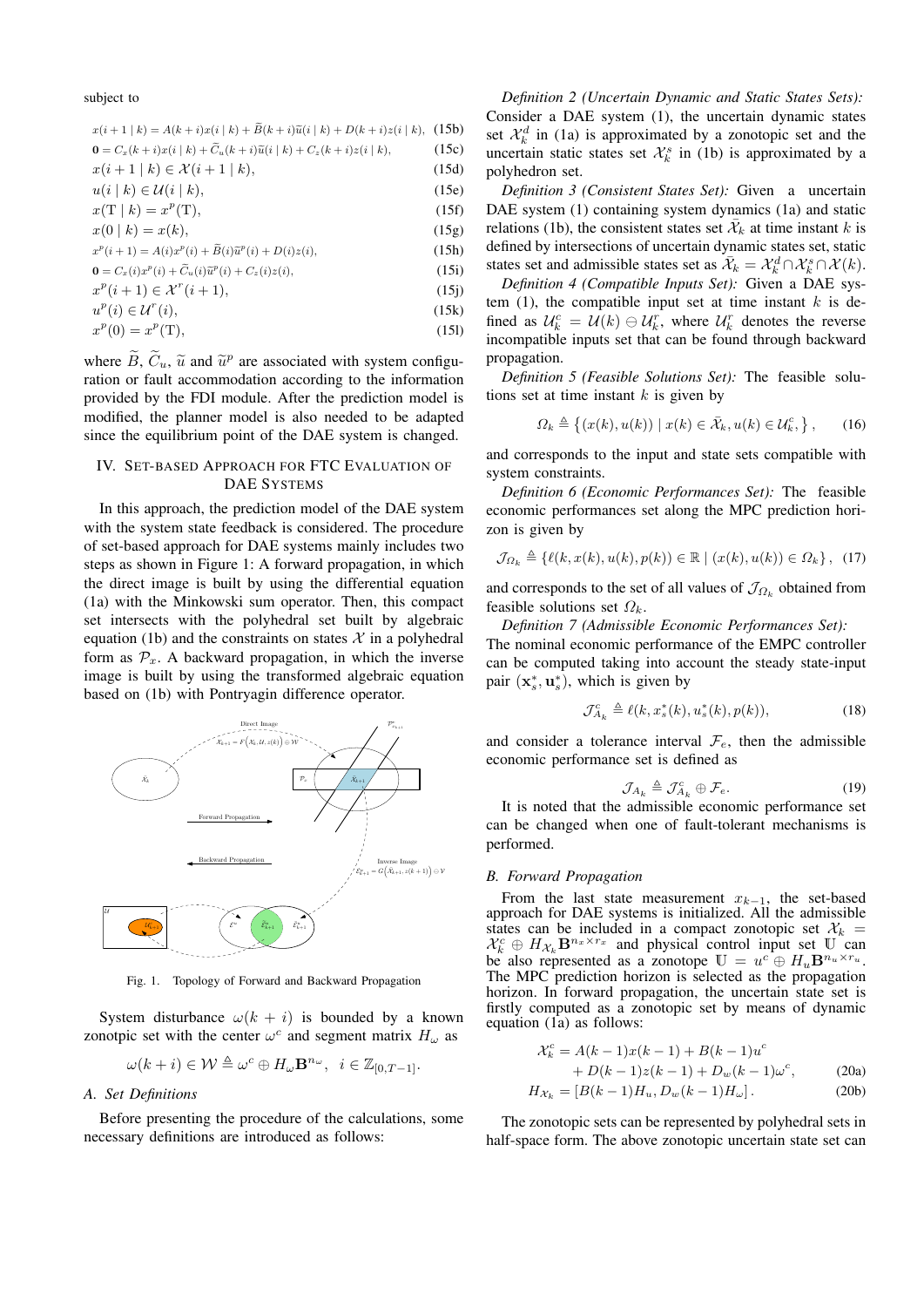subject to

$$x(i+1 \mid k) = A(k+i)x(i \mid k) + \widetilde{B}(k+i)\widetilde{u}(i \mid k) + D(k+i)z(i \mid k), \quad (15b)$$

$$\mathbf{0} = C_x(k+i)x(i \mid k) + \widetilde{C}_u(k+i)\widetilde{u}(i \mid k) + C_z(k+i)z(i \mid k), \quad (15c)$$

$$x(i+1 \mid k) \in \mathcal{X}(i+1 \mid k), \quad (15d)$$

$$u(i \mid k) \in \mathcal{U}(i \mid k), \quad (15e)$$

$$x(\mathrm{T} \mid k) = x^p(\mathrm{T}), \quad (15f)$$

$$x(0 \mid k) = x(k), \quad (15g)$$

$$x^p(i+1) = A(i)x^p(i) + \widetilde{B}(i)\widetilde{u}^p(i) + D(i)z(i), \quad (15h)$$

$$\mathbf{0} = C_x(i)x^p(i) + \widetilde{C}_u(i)\widetilde{u}^p(i) + C_z(i)z(i), \quad (15i)$$

$$x^p(i+1) \in \mathcal{X}^r(i+1), \quad (15j)$$

$$u^p(i) \in \mathcal{U}^r(i), \quad (15k)$$

$$x^p(0) = x^p(\mathrm{T}), \quad (15l)$$

where $\widetilde{B}$, $\widetilde{C}_u$, $\widetilde{u}$ and $\widetilde{u}^p$ are associated with system configuration or fault accommodation according to the information provided by the FDI module. After the prediction model is modified, the planner model is also needed to be adapted since the equilibrium point of the DAE system is changed.

## IV. Set-based Approach for FTC Evaluation of DAE Systems

In this approach, the prediction model of the DAE system with the system state feedback is considered. The procedure of set-based approach for DAE systems mainly includes two steps as shown in Figure 1: A forward propagation, in which the direct image is built by using the differential equation (1a) with the Minkowski sum operator. Then, this compact set intersects with the polyhedral set built by algebraic equation (1b) and the constraints on states $\mathcal{X}$ in a polyhedral form as $\mathcal{P}_x$. A backward propagation, in which the inverse image is built by using the transformed algebraic equation based on (1b) with Pontryagin difference operator.

Fig. 1. Topology of Forward and Backward Propagation

System disturbance $\omega(k+i)$ is bounded by a known zonotpic set with the center $\omega^c$ and segment matrix $H_\omega$ as

$$\omega(k+i) \in \mathcal{W} \triangleq \omega^c \oplus H_\omega \mathbf{B}^{n_\omega}, \quad i \in \mathbb{Z}_{[0,T-1]}.$$

### A. Set Definitions

Before presenting the procedure of the calculations, some necessary definitions are introduced as follows:

*Definition 2 (Uncertain Dynamic and Static States Sets):* Consider a DAE system (1), the uncertain dynamic states set $\mathcal{X}_k^d$ in (1a) is approximated by a zonotopic set and the uncertain static states set $\mathcal{X}_k^s$ in (1b) is approximated by a polyhedron set.

*Definition 3 (Consistent States Set):* Given a uncertain DAE system (1) containing system dynamics (1a) and static relations (1b), the consistent states set $\bar{\mathcal{X}}_k$ at time instant $k$ is defined by intersections of uncertain dynamic states set, static states set and admissible states set as $\bar{\mathcal{X}}_k = \mathcal{X}_k^d \cap \mathcal{X}_k^s \cap \mathcal{X}(k)$.

*Definition 4 (Compatible Inputs Set):* Given a DAE system (1), the compatible input set at time instant $k$ is defined as $\mathcal{U}_k^c = \mathcal{U}(k) \ominus \mathcal{U}_k^r$, where $\mathcal{U}_k^r$ denotes the reverse incompatible inputs set that can be found through backward propagation.

*Definition 5 (Feasible Solutions Set):* The feasible solutions set at time instant $k$ is given by

$$\Omega_k \triangleq \left\{(x(k), u(k)) \mid x(k) \in \bar{\mathcal{X}}_k, u(k) \in \mathcal{U}_k^c, \right\}, \quad (16)$$

and corresponds to the input and state sets compatible with system constraints.

*Definition 6 (Economic Performances Set):* The feasible economic performances set along the MPC prediction horizon is given by

$$\mathcal{J}_{\Omega_k} \triangleq \left\{\ell(k, x(k), u(k), p(k)) \in \mathbb{R} \mid (x(k), u(k)) \in \Omega_k\right\}, \quad (17)$$

and corresponds to the set of all values of $\mathcal{J}_{\Omega_k}$ obtained from feasible solutions set $\Omega_k$.

*Definition 7 (Admissible Economic Performances Set):* The nominal economic performance of the EMPC controller can be computed taking into account the steady state-input pair $(\mathbf{x}_s^*, \mathbf{u}_s^*)$, which is given by

$$\mathcal{J}_{A_k}^c \triangleq \ell(k, x_s^*(k), u_s^*(k), p(k)), \quad (18)$$

and consider a tolerance interval $\mathcal{F}_e$, then the admissible economic performance set is defined as

$$\mathcal{J}_{A_k} \triangleq \mathcal{J}_{A_k}^c \oplus \mathcal{F}_e. \quad (19)$$

It is noted that the admissible economic performance set can be changed when one of fault-tolerant mechanisms is performed.

### B. Forward Propagation

From the last state measurement $x_{k-1}$, the set-based approach for DAE systems is initialized. All the admissible states can be included in a compact zonotopic set $\mathcal{X}_k = \mathcal{X}_k^c \oplus H_{\mathcal{X}_k}\mathbf{B}^{n_x \times r_x}$ and physical control input set $\mathbb{U}$ can be also represented as a zonotope $\mathbb{U} = u^c \oplus H_u \mathbf{B}^{n_u \times r_u}$. The MPC prediction horizon is selected as the propagation horizon. In forward propagation, the uncertain state set is firstly computed as a zonotopic set by means of dynamic equation (1a) as follows:

$$\begin{aligned} \mathcal{X}_k^c = {} & A(k-1)x(k-1) + B(k-1)u^c \\ & + D(k-1)z(k-1) + D_w(k-1)\omega^c, \end{aligned} \quad (20a)$$

$$H_{\mathcal{X}_k} = \left[B(k-1)H_u, D_w(k-1)H_\omega\right]. \quad (20b)$$

The zonotopic sets can be represented by polyhedral sets in half-space form. The above zonotopic uncertain state set can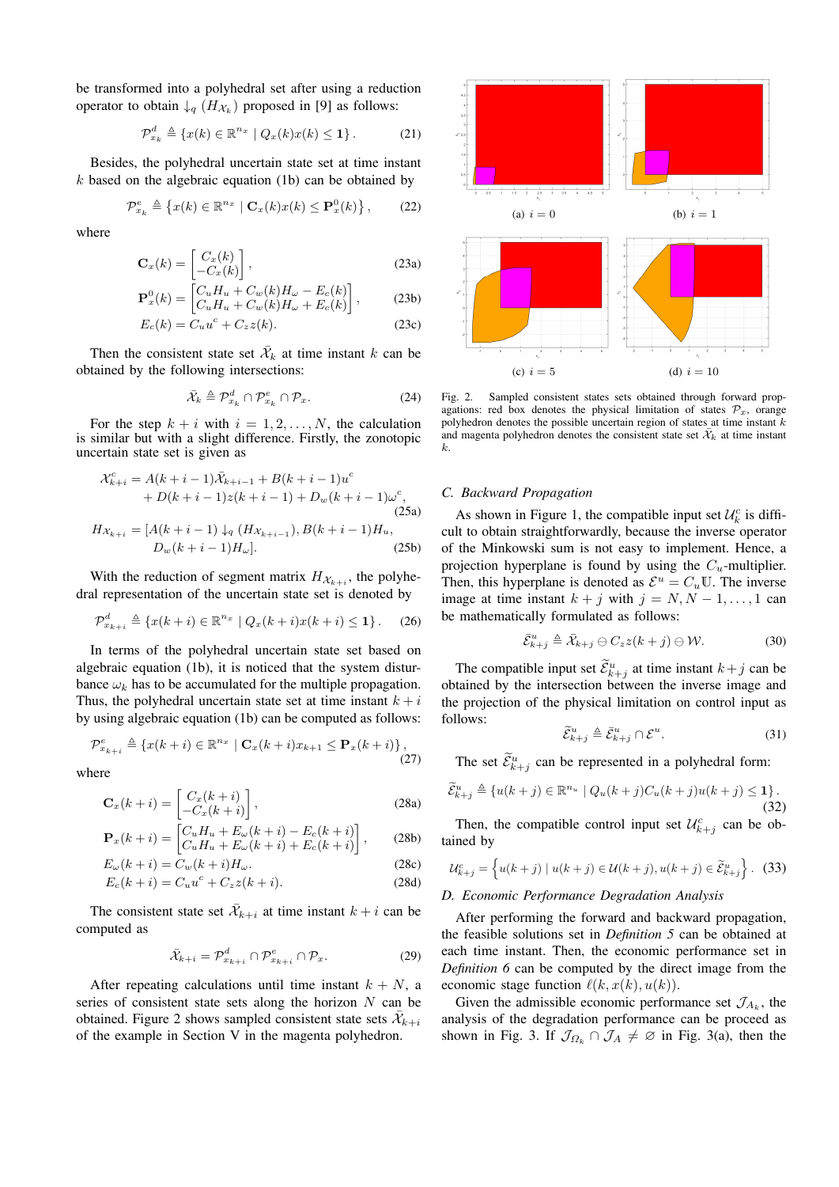be transformed into a polyhedral set after using a reduction operator to obtain $\downarrow_q (H_{\mathcal{X}_k})$ proposed in [9] as follows:

$$\mathcal{P}^d_{x_k} \triangleq \{x(k) \in \mathbb{R}^{n_x} \mid Q_x(k)x(k) \leq \mathbf{1}\}. \tag{21}$$

Besides, the polyhedral uncertain state set at time instant $k$ based on the algebraic equation (1b) can be obtained by

$$\mathcal{P}^e_{x_k} \triangleq \left\{x(k) \in \mathbb{R}^{n_x} \mid \mathbf{C}_x(k)x(k) \leq \mathbf{P}^0_x(k)\right\}, \tag{22}$$

where

$$\mathbf{C}_x(k) = \begin{bmatrix} C_x(k) \\ -C_x(k) \end{bmatrix}, \tag{23a}$$

$$\mathbf{P}^0_x(k) = \begin{bmatrix} C_u H_u + C_w(k) H_\omega - E_c(k) \\ C_u H_u + C_w(k) H_\omega + E_c(k) \end{bmatrix}, \tag{23b}$$

$$E_c(k) = C_u u^c + C_z z(k). \tag{23c}$$

Then the consistent state set $\bar{\mathcal{X}}_k$ at time instant $k$ can be obtained by the following intersections:

$$\bar{\mathcal{X}}_k \triangleq \mathcal{P}^d_{x_k} \cap \mathcal{P}^e_{x_k} \cap \mathcal{P}_x. \tag{24}$$

For the step $k+i$ with $i = 1, 2, \ldots, N$, the calculation is similar but with a slight difference. Firstly, the zonotopic uncertain state set is given as

$$\begin{aligned} \mathcal{X}^c_{k+i} &= A(k+i-1)\bar{\mathcal{X}}_{k+i-1} + B(k+i-1)u^c \\ &\quad + D(k+i-1)z(k+i-1) + D_w(k+i-1)\omega^c, \end{aligned} \tag{25a}$$

$$\begin{aligned} H_{\mathcal{X}_{k+i}} = [&A(k+i-1) \downarrow_q (H_{\mathcal{X}_{k+i-1}}), B(k+i-1)H_u, \\ &D_w(k+i-1)H_\omega]. \end{aligned} \tag{25b}$$

With the reduction of segment matrix $H_{\mathcal{X}_{k+i}}$, the polyhedral representation of the uncertain state set is denoted by

$$\mathcal{P}^d_{x_{k+i}} \triangleq \{x(k+i) \in \mathbb{R}^{n_x} \mid Q_x(k+i)x(k+i) \leq \mathbf{1}\}. \tag{26}$$

In terms of the polyhedral uncertain state set based on algebraic equation (1b), it is noticed that the system disturbance $\omega_k$ has to be accumulated for the multiple propagation. Thus, the polyhedral uncertain state set at time instant $k+i$ by using algebraic equation (1b) can be computed as follows:

$$\mathcal{P}^e_{x_{k+i}} \triangleq \{x(k+i) \in \mathbb{R}^{n_x} \mid \mathbf{C}_x(k+i)x_{k+1} \leq \mathbf{P}_x(k+i)\}, \tag{27}$$

where

$$\mathbf{C}_x(k+i) = \begin{bmatrix} C_x(k+i) \\ -C_x(k+i) \end{bmatrix}, \tag{28a}$$

$$\mathbf{P}_x(k+i) = \begin{bmatrix} C_u H_u + E_\omega(k+i) - E_c(k+i) \\ C_u H_u + E_\omega(k+i) + E_c(k+i) \end{bmatrix}, \tag{28b}$$

$$E_\omega(k+i) = C_w(k+i)H_\omega. \tag{28c}$$

$$E_c(k+i) = C_u u^c + C_z z(k+i). \tag{28d}$$

The consistent state set $\bar{\mathcal{X}}_{k+i}$ at time instant $k+i$ can be computed as

$$\bar{\mathcal{X}}_{k+i} = \mathcal{P}^d_{x_{k+i}} \cap \mathcal{P}^e_{x_{k+i}} \cap \mathcal{P}_x. \tag{29}$$

After repeating calculations until time instant $k+N$, a series of consistent state sets along the horizon $N$ can be obtained. Figure 2 shows sampled consistent state sets $\bar{\mathcal{X}}_{k+i}$ of the example in Section V in the magenta polyhedron.

(a) $i = 0$ (b) $i = 1$ (c) $i = 5$ (d) $i = 10$

Fig. 2. Sampled consistent states sets obtained through forward propagations: red box denotes the physical limitation of states $\mathcal{P}_x$, orange polyhedron denotes the possible uncertain region of states at time instant $k$ and magenta polyhedron denotes the consistent state set $\bar{\mathcal{X}}_k$ at time instant $k$.

### C. Backward Propagation

As shown in Figure 1, the compatible input set $\mathcal{U}^c_k$ is difficult to obtain straightforwardly, because the inverse operator of the Minkowski sum is not easy to implement. Hence, a projection hyperplane is found by using the $C_u$-multiplier. Then, this hyperplane is denoted as $\mathcal{E}^u = C_u\mathbb{U}$. The inverse image at time instant $k+j$ with $j = N, N-1, \ldots, 1$ can be mathematically formulated as follows:

$$\bar{\mathcal{E}}^u_{k+j} \triangleq \bar{\mathcal{X}}_{k+j} \ominus C_z z(k+j) \ominus \mathcal{W}. \tag{30}$$

The compatible input set $\widetilde{\mathcal{E}}^u_{k+j}$ at time instant $k+j$ can be obtained by the intersection between the inverse image and the projection of the physical limitation on control input as follows:

$$\widetilde{\mathcal{E}}^u_{k+j} \triangleq \bar{\mathcal{E}}^u_{k+j} \cap \mathcal{E}^u. \tag{31}$$

The set $\widetilde{\mathcal{E}}^u_{k+j}$ can be represented in a polyhedral form:

$$\widetilde{\mathcal{E}}^u_{k+j} \triangleq \{u(k+j) \in \mathbb{R}^{n_u} \mid Q_u(k+j)C_u(k+j)u(k+j) \leq \mathbf{1}\}. \tag{32}$$

Then, the compatible control input set $\mathcal{U}^c_{k+j}$ can be obtained by

$$\mathcal{U}^c_{k+j} = \left\{u(k+j) \mid u(k+j) \in \mathcal{U}(k+j), u(k+j) \in \widetilde{\mathcal{E}}^u_{k+j}\right\}. \tag{33}$$

### D. Economic Performance Degradation Analysis

After performing the forward and backward propagation, the feasible solutions set in *Definition 5* can be obtained at each time instant. Then, the economic performance set in *Definition 6* can be computed by the direct image from the economic stage function $\ell(k, x(k), u(k))$.

Given the admissible economic performance set $\mathcal{J}_{A_k}$, the analysis of the degradation performance can be proceed as shown in Fig. 3. If $\mathcal{J}_{\Omega_k} \cap \mathcal{J}_A \neq \varnothing$ in Fig. 3(a), then the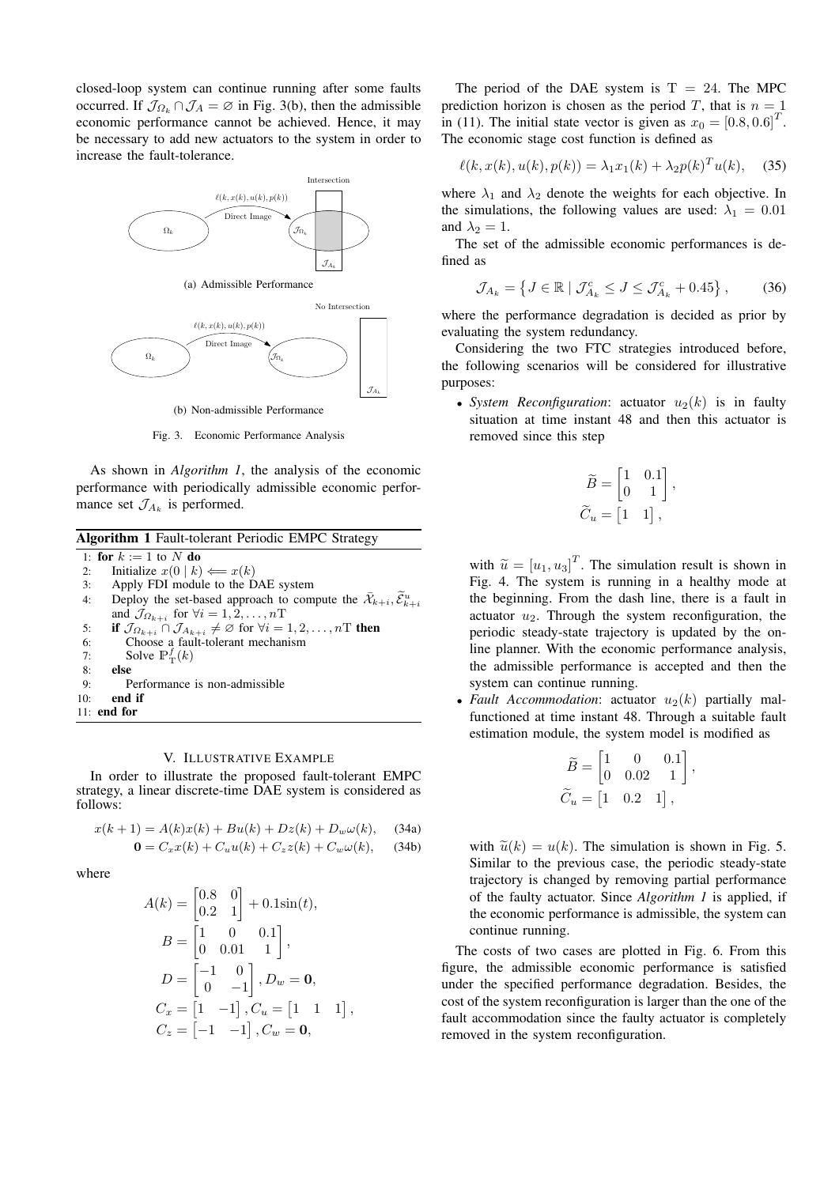closed-loop system can continue running after some faults occurred. If $\mathcal{J}_{\Omega_k} \cap \mathcal{J}_A = \varnothing$ in Fig. 3(b), then the admissible economic performance cannot be achieved. Hence, it may be necessary to add new actuators to the system in order to increase the fault-tolerance.

(a) Admissible Performance

(b) Non-admissible Performance

Fig. 3. Economic Performance Analysis

As shown in *Algorithm 1*, the analysis of the economic performance with periodically admissible economic performance set $\mathcal{J}_{A_k}$ is performed.

**Algorithm 1** Fault-tolerant Periodic EMPC Strategy

```
1:  for k := 1 to N do
2:      Initialize x(0 | k) ⟸ x(k)
3:      Apply FDI module to the DAE system
4:      Deploy the set-based approach to compute the X̄_{k+i}, Ẽ^u_{k+i}
        and J_{Ω_{k+i}} for ∀i = 1, 2, ..., nT
5:      if J_{Ω_{k+i}} ∩ J_{A_{k+i}} ≠ ∅ for ∀i = 1, 2, ..., nT then
6:          Choose a fault-tolerant mechanism
7:          Solve P^f_T(k)
8:      else
9:          Performance is non-admissible
10:     end if
11: end for
```

## V. Illustrative Example

In order to illustrate the proposed fault-tolerant EMPC strategy, a linear discrete-time DAE system is considered as follows:

$$x(k+1) = A(k)x(k) + Bu(k) + Dz(k) + D_w\omega(k), \tag{34a}$$

$$\mathbf{0} = C_x x(k) + C_u u(k) + C_z z(k) + C_w \omega(k), \tag{34b}$$

where

$$A(k) = \begin{bmatrix} 0.8 & 0 \\ 0.2 & 1 \end{bmatrix} + 0.1\sin(t),$$

$$B = \begin{bmatrix} 1 & 0 & 0.1 \\ 0 & 0.01 & 1 \end{bmatrix},$$

$$D = \begin{bmatrix} -1 & 0 \\ 0 & -1 \end{bmatrix}, D_w = \mathbf{0},$$

$$C_x = \begin{bmatrix} 1 & -1 \end{bmatrix}, C_u = \begin{bmatrix} 1 & 1 & 1 \end{bmatrix},$$

$$C_z = \begin{bmatrix} -1 & -1 \end{bmatrix}, C_w = \mathbf{0},$$

The period of the DAE system is $\mathrm{T} = 24$. The MPC prediction horizon is chosen as the period $T$, that is $n = 1$ in (11). The initial state vector is given as $x_0 = [0.8, 0.6]^T$. The economic stage cost function is defined as

$$\ell(k, x(k), u(k), p(k)) = \lambda_1 x_1(k) + \lambda_2 p(k)^T u(k), \tag{35}$$

where $\lambda_1$ and $\lambda_2$ denote the weights for each objective. In the simulations, the following values are used: $\lambda_1 = 0.01$ and $\lambda_2 = 1$.

The set of the admissible economic performances is defined as

$$\mathcal{J}_{A_k} = \left\{ J \in \mathbb{R} \mid \mathcal{J}^c_{A_k} \le J \le \mathcal{J}^c_{A_k} + 0.45 \right\}, \tag{36}$$

where the performance degradation is decided as prior by evaluating the system redundancy.

Considering the two FTC strategies introduced before, the following scenarios will be considered for illustrative purposes:

- *System Reconfiguration*: actuator $u_2(k)$ is in faulty situation at time instant 48 and then this actuator is removed since this step

$$\widetilde{B} = \begin{bmatrix} 1 & 0.1 \\ 0 & 1 \end{bmatrix},$$

$$\widetilde{C}_u = \begin{bmatrix} 1 & 1 \end{bmatrix},$$

  with $\widetilde{u} = [u_1, u_3]^T$. The simulation result is shown in Fig. 4. The system is running in a healthy mode at the beginning. From the dash line, there is a fault in actuator $u_2$. Through the system reconfiguration, the periodic steady-state trajectory is updated by the online planner. With the economic performance analysis, the admissible performance is accepted and then the system can continue running.
- *Fault Accommodation*: actuator $u_2(k)$ partially malfunctioned at time instant 48. Through a suitable fault estimation module, the system model is modified as

$$\widetilde{B} = \begin{bmatrix} 1 & 0 & 0.1 \\ 0 & 0.02 & 1 \end{bmatrix},$$

$$\widetilde{C}_u = \begin{bmatrix} 1 & 0.2 & 1 \end{bmatrix},$$

  with $\widetilde{u}(k) = u(k)$. The simulation is shown in Fig. 5. Similar to the previous case, the periodic steady-state trajectory is changed by removing partial performance of the faulty actuator. Since *Algorithm 1* is applied, if the economic performance is admissible, the system can continue running.

The costs of two cases are plotted in Fig. 6. From this figure, the admissible economic performance is satisfied under the specified performance degradation. Besides, the cost of the system reconfiguration is larger than the one of the fault accommodation since the faulty actuator is completely removed in the system reconfiguration.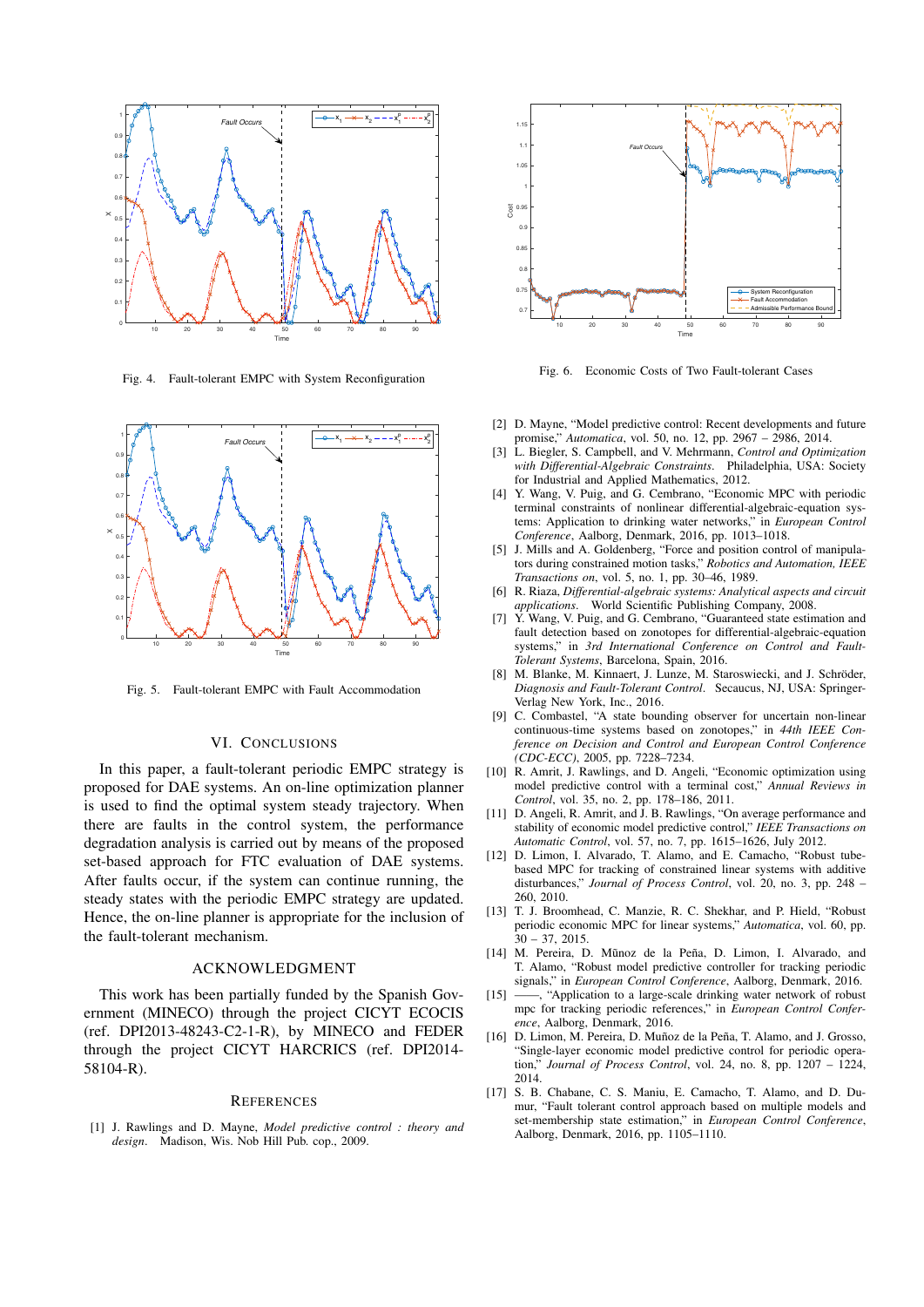Fault Occurs

x

Time

Fig. 4. Fault-tolerant EMPC with System Reconfiguration

Fault Occurs

x

Time

Fig. 5. Fault-tolerant EMPC with Fault Accommodation

Fault Occurs

Cost

Time

System Reconfiguration

Fault Accommodation

Admissible Performance Bound

Fig. 6. Economic Costs of Two Fault-tolerant Cases

## VI. Conclusions

In this paper, a fault-tolerant periodic EMPC strategy is proposed for DAE systems. An on-line optimization planner is used to find the optimal system steady trajectory. When there are faults in the control system, the performance degradation analysis is carried out by means of the proposed set-based approach for FTC evaluation of DAE systems. After faults occur, if the system can continue running, the steady states with the periodic EMPC strategy are updated. Hence, the on-line planner is appropriate for the inclusion of the fault-tolerant mechanism.

## Acknowledgment

This work has been partially funded by the Spanish Government (MINECO) through the project CICYT ECOCIS (ref. DPI2013-48243-C2-1-R), by MINECO and FEDER through the project CICYT HARCRICS (ref. DPI2014-58104-R).

## References

[1] J. Rawlings and D. Mayne, *Model predictive control : theory and design*. Madison, Wis. Nob Hill Pub. cop., 2009.

[2] D. Mayne, "Model predictive control: Recent developments and future promise," *Automatica*, vol. 50, no. 12, pp. 2967 – 2986, 2014.

[3] L. Biegler, S. Campbell, and V. Mehrmann, *Control and Optimization with Differential-Algebraic Constraints*. Philadelphia, USA: Society for Industrial and Applied Mathematics, 2012.

[4] Y. Wang, V. Puig, and G. Cembrano, "Economic MPC with periodic terminal constraints of nonlinear differential-algebraic-equation systems: Application to drinking water networks," in *European Control Conference*, Aalborg, Denmark, 2016, pp. 1013–1018.

[5] J. Mills and A. Goldenberg, "Force and position control of manipulators during constrained motion tasks," *Robotics and Automation, IEEE Transactions on*, vol. 5, no. 1, pp. 30–46, 1989.

[6] R. Riaza, *Differential-algebraic systems: Analytical aspects and circuit applications*. World Scientific Publishing Company, 2008.

[7] Y. Wang, V. Puig, and G. Cembrano, "Guaranteed state estimation and fault detection based on zonotopes for differential-algebraic-equation systems," in *3rd International Conference on Control and Fault-Tolerant Systems*, Barcelona, Spain, 2016.

[8] M. Blanke, M. Kinnaert, J. Lunze, M. Staroswiecki, and J. Schröder, *Diagnosis and Fault-Tolerant Control*. Secaucus, NJ, USA: Springer-Verlag New York, Inc., 2016.

[9] C. Combastel, "A state bounding observer for uncertain non-linear continuous-time systems based on zonotopes," in *44th IEEE Conference on Decision and Control and European Control Conference (CDC-ECC)*, 2005, pp. 7228–7234.

[10] R. Amrit, J. Rawlings, and D. Angeli, "Economic optimization using model predictive control with a terminal cost," *Annual Reviews in Control*, vol. 35, no. 2, pp. 178–186, 2011.

[11] D. Angeli, R. Amrit, and J. B. Rawlings, "On average performance and stability of economic model predictive control," *IEEE Transactions on Automatic Control*, vol. 57, no. 7, pp. 1615–1626, July 2012.

[12] D. Limon, I. Alvarado, T. Alamo, and E. Camacho, "Robust tube-based MPC for tracking of constrained linear systems with additive disturbances," *Journal of Process Control*, vol. 20, no. 3, pp. 248 – 260, 2010.

[13] T. J. Broomhead, C. Manzie, R. C. Shekhar, and P. Hield, "Robust periodic economic MPC for linear systems," *Automatica*, vol. 60, pp. 30 – 37, 2015.

[14] M. Pereira, D. Mũnoz de la Peña, D. Limon, I. Alvarado, and T. Alamo, "Robust model predictive controller for tracking periodic signals," in *European Control Conference*, Aalborg, Denmark, 2016.

[15] ——, "Application to a large-scale drinking water network of robust mpc for tracking periodic references," in *European Control Conference*, Aalborg, Denmark, 2016.

[16] D. Limon, M. Pereira, D. Muñoz de la Peña, T. Alamo, and J. Grosso, "Single-layer economic model predictive control for periodic operation," *Journal of Process Control*, vol. 24, no. 8, pp. 1207 – 1224, 2014.

[17] S. B. Chabane, C. S. Maniu, E. Camacho, T. Alamo, and D. Dumur, "Fault tolerant control approach based on multiple models and set-membership state estimation," in *European Control Conference*, Aalborg, Denmark, 2016, pp. 1105–1110.